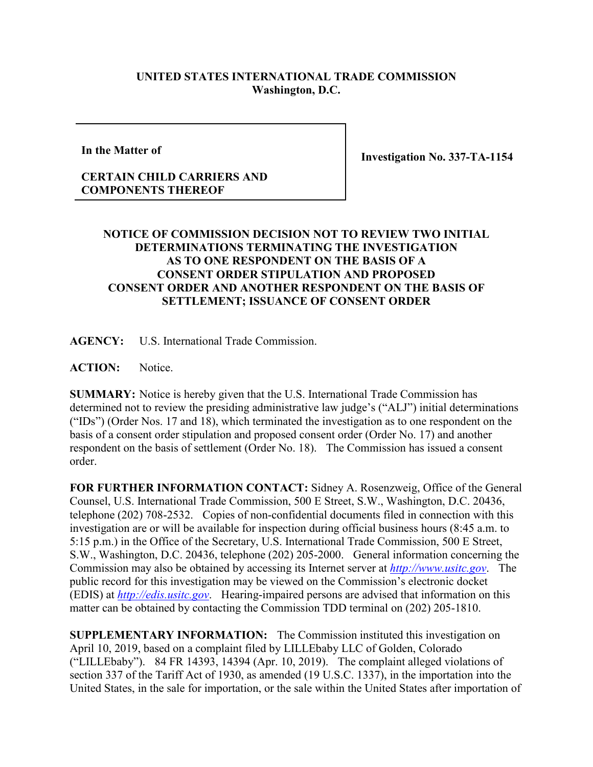**UNITED STATES INTERNATIONAL TRADE COMMISSION**
**Washington, D.C.**

| **In the Matter of**<br><br>**CERTAIN CHILD CARRIERS AND COMPONENTS THEREOF** | **Investigation No. 337-TA-1154** |
|---|---|

**NOTICE OF COMMISSION DECISION NOT TO REVIEW TWO INITIAL DETERMINATIONS TERMINATING THE INVESTIGATION AS TO ONE RESPONDENT ON THE BASIS OF A CONSENT ORDER STIPULATION AND PROPOSED CONSENT ORDER AND ANOTHER RESPONDENT ON THE BASIS OF SETTLEMENT; ISSUANCE OF CONSENT ORDER**

**AGENCY:** U.S. International Trade Commission.

**ACTION:** Notice.

**SUMMARY:** Notice is hereby given that the U.S. International Trade Commission has determined not to review the presiding administrative law judge's ("ALJ") initial determinations ("IDs") (Order Nos. 17 and 18), which terminated the investigation as to one respondent on the basis of a consent order stipulation and proposed consent order (Order No. 17) and another respondent on the basis of settlement (Order No. 18). The Commission has issued a consent order.

**FOR FURTHER INFORMATION CONTACT:** Sidney A. Rosenzweig, Office of the General Counsel, U.S. International Trade Commission, 500 E Street, S.W., Washington, D.C. 20436, telephone (202) 708-2532. Copies of non-confidential documents filed in connection with this investigation are or will be available for inspection during official business hours (8:45 a.m. to 5:15 p.m.) in the Office of the Secretary, U.S. International Trade Commission, 500 E Street, S.W., Washington, D.C. 20436, telephone (202) 205-2000. General information concerning the Commission may also be obtained by accessing its Internet server at *http://www.usitc.gov*. The public record for this investigation may be viewed on the Commission's electronic docket (EDIS) at *http://edis.usitc.gov*. Hearing-impaired persons are advised that information on this matter can be obtained by contacting the Commission TDD terminal on (202) 205-1810.

**SUPPLEMENTARY INFORMATION:** The Commission instituted this investigation on April 10, 2019, based on a complaint filed by LILLEbaby LLC of Golden, Colorado ("LILLEbaby"). 84 FR 14393, 14394 (Apr. 10, 2019). The complaint alleged violations of section 337 of the Tariff Act of 1930, as amended (19 U.S.C. 1337), in the importation into the United States, in the sale for importation, or the sale within the United States after importation of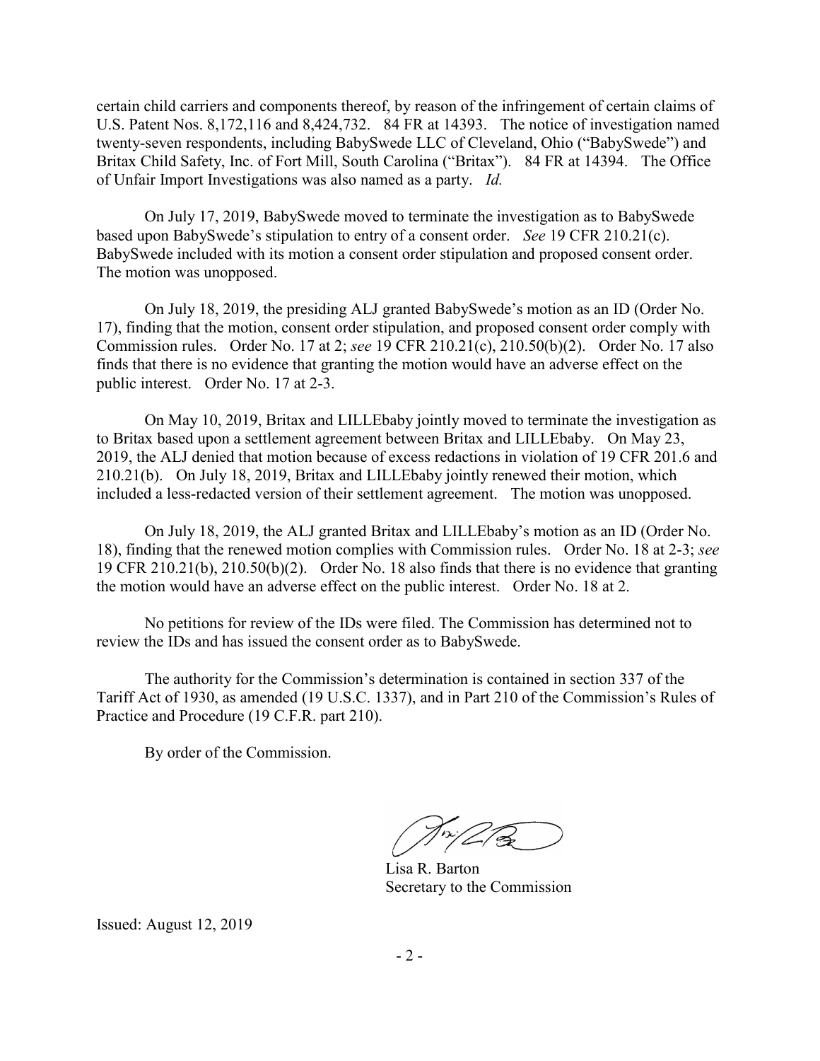certain child carriers and components thereof, by reason of the infringement of certain claims of U.S. Patent Nos. 8,172,116 and 8,424,732. 84 FR at 14393. The notice of investigation named twenty-seven respondents, including BabySwede LLC of Cleveland, Ohio ("BabySwede") and Britax Child Safety, Inc. of Fort Mill, South Carolina ("Britax"). 84 FR at 14394. The Office of Unfair Import Investigations was also named as a party. *Id.*

On July 17, 2019, BabySwede moved to terminate the investigation as to BabySwede based upon BabySwede's stipulation to entry of a consent order. *See* 19 CFR 210.21(c). BabySwede included with its motion a consent order stipulation and proposed consent order. The motion was unopposed.

On July 18, 2019, the presiding ALJ granted BabySwede's motion as an ID (Order No. 17), finding that the motion, consent order stipulation, and proposed consent order comply with Commission rules. Order No. 17 at 2; *see* 19 CFR 210.21(c), 210.50(b)(2). Order No. 17 also finds that there is no evidence that granting the motion would have an adverse effect on the public interest. Order No. 17 at 2-3.

On May 10, 2019, Britax and LILLEbaby jointly moved to terminate the investigation as to Britax based upon a settlement agreement between Britax and LILLEbaby. On May 23, 2019, the ALJ denied that motion because of excess redactions in violation of 19 CFR 201.6 and 210.21(b). On July 18, 2019, Britax and LILLEbaby jointly renewed their motion, which included a less-redacted version of their settlement agreement. The motion was unopposed.

On July 18, 2019, the ALJ granted Britax and LILLEbaby's motion as an ID (Order No. 18), finding that the renewed motion complies with Commission rules. Order No. 18 at 2-3; *see* 19 CFR 210.21(b), 210.50(b)(2). Order No. 18 also finds that there is no evidence that granting the motion would have an adverse effect on the public interest. Order No. 18 at 2.

No petitions for review of the IDs were filed. The Commission has determined not to review the IDs and has issued the consent order as to BabySwede.

The authority for the Commission's determination is contained in section 337 of the Tariff Act of 1930, as amended (19 U.S.C. 1337), and in Part 210 of the Commission's Rules of Practice and Procedure (19 C.F.R. part 210).

By order of the Commission.

Lisa R. Barton
Secretary to the Commission

Issued: August 12, 2019